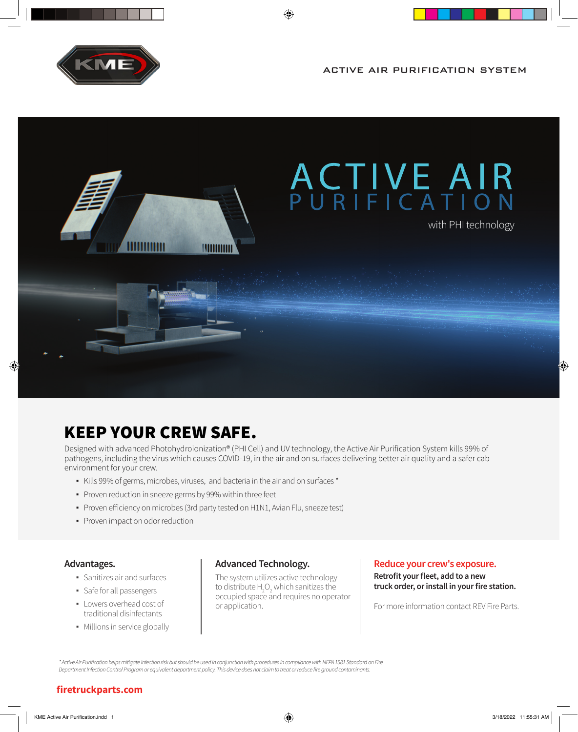ACTIVE AIR PURIFICATION SYSTEM

# ACTIVE AIR PURIFICATION

with PHI technology

## KEEP YOUR CREW SAFE.

Designed with advanced Photohydroionization® (PHI Cell) and UV technology, the Active Air Purification System kills 99% of pathogens, including the virus which causes COVID-19, in the air and on surfaces delivering better air quality and a safer cab environment for your crew.

- Kills 99% of germs, microbes, viruses, and bacteria in the air and on surfaces *
- Proven reduction in sneeze germs by 99% within three feet
- Proven efficiency on microbes (3rd party tested on H1N1, Avian Flu, sneeze test)
- Proven impact on odor reduction

### Advantages.

- Sanitizes air and surfaces
- Safe for all passengers
- Lowers overhead cost of traditional disinfectants
- Millions in service globally

### Advanced Technology.

The system utilizes active technology to distribute $H_2O_2$ which sanitizes the occupied space and requires no operator or application.

### Reduce your crew's exposure.

**Retrofit your fleet, add to a new truck order, or install in your fire station.**

For more information contact REV Fire Parts.

*\* Active Air Purification helps mitigate infection risk but should be used in conjunction with procedures in compliance with NFPA 1581 Standard on Fire Department Infection Control Program or equivalent department policy. This device does not claim to treat or reduce fire ground contaminants.*

**firetruckparts.com**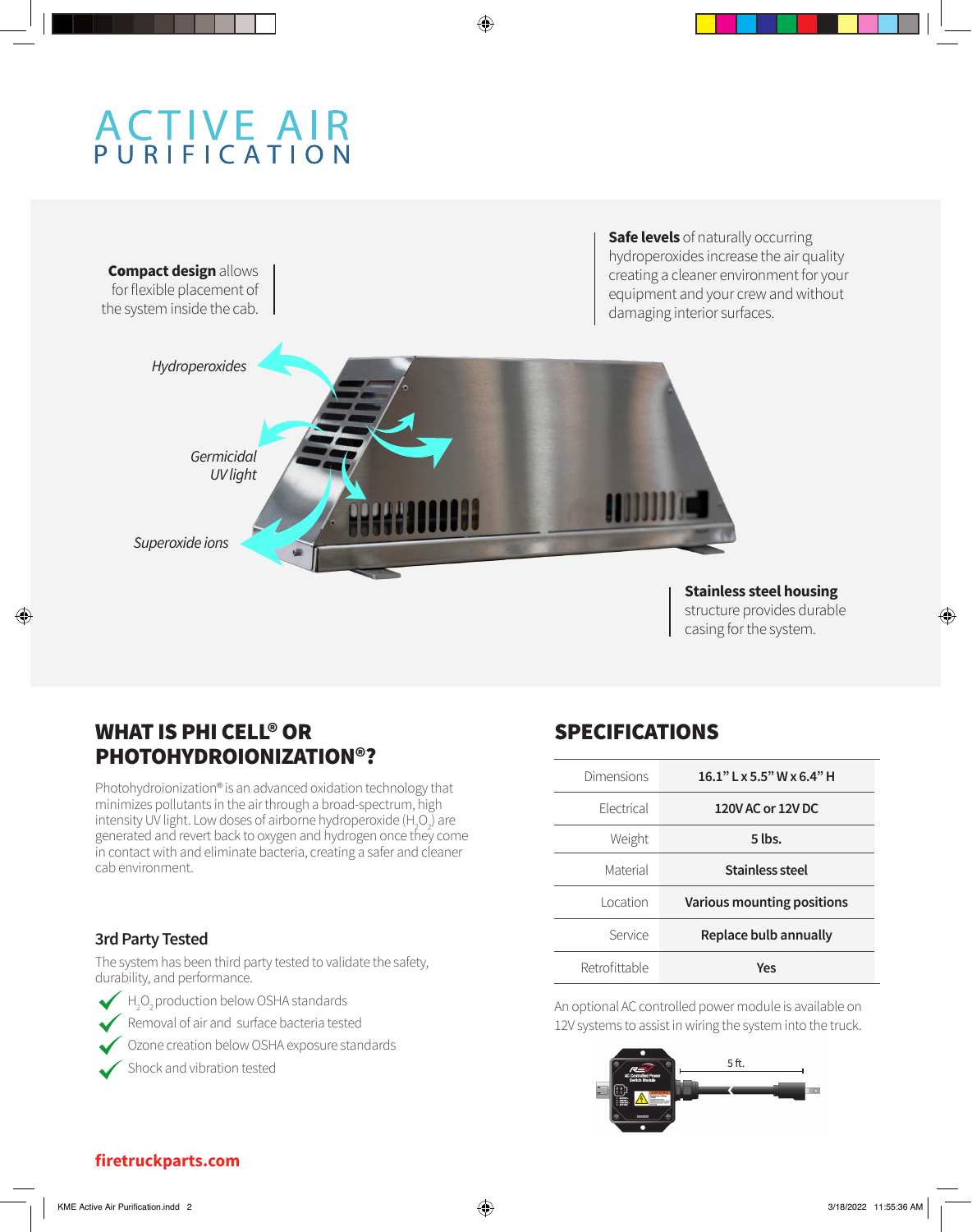# ACTIVE AIR PURIFICATION

**Compact design** allows for flexible placement of the system inside the cab.

**Safe levels** of naturally occurring hydroperoxides increase the air quality creating a cleaner environment for your equipment and your crew and without damaging interior surfaces.

*Hydroperoxides*

*Germicidal UV light*

*Superoxide ions*

**Stainless steel housing** structure provides durable casing for the system.

## WHAT IS PHI CELL® OR PHOTOHYDROIONIZATION®?

Photohydroionization® is an advanced oxidation technology that minimizes pollutants in the air through a broad-spectrum, high intensity UV light. Low doses of airborne hydroperoxide ($H_2O_2$) are generated and revert back to oxygen and hydrogen once they come in contact with and eliminate bacteria, creating a safer and cleaner cab environment.

### 3rd Party Tested

The system has been third party tested to validate the safety, durability, and performance.

- ✓ $H_2O_2$ production below OSHA standards
- ✓ Removal of air and surface bacteria tested
- ✓ Ozone creation below OSHA exposure standards
- ✓ Shock and vibration tested

## SPECIFICATIONS

| | |
|---|---|
| Dimensions | **16.1" L x 5.5" W x 6.4" H** |
| Electrical | **120V AC or 12V DC** |
| Weight | **5 lbs.** |
| Material | **Stainless steel** |
| Location | **Various mounting positions** |
| Service | **Replace bulb annually** |
| Retrofittable | **Yes** |

An optional AC controlled power module is available on 12V systems to assist in wiring the system into the truck.

5 ft.

**firetruckparts.com**